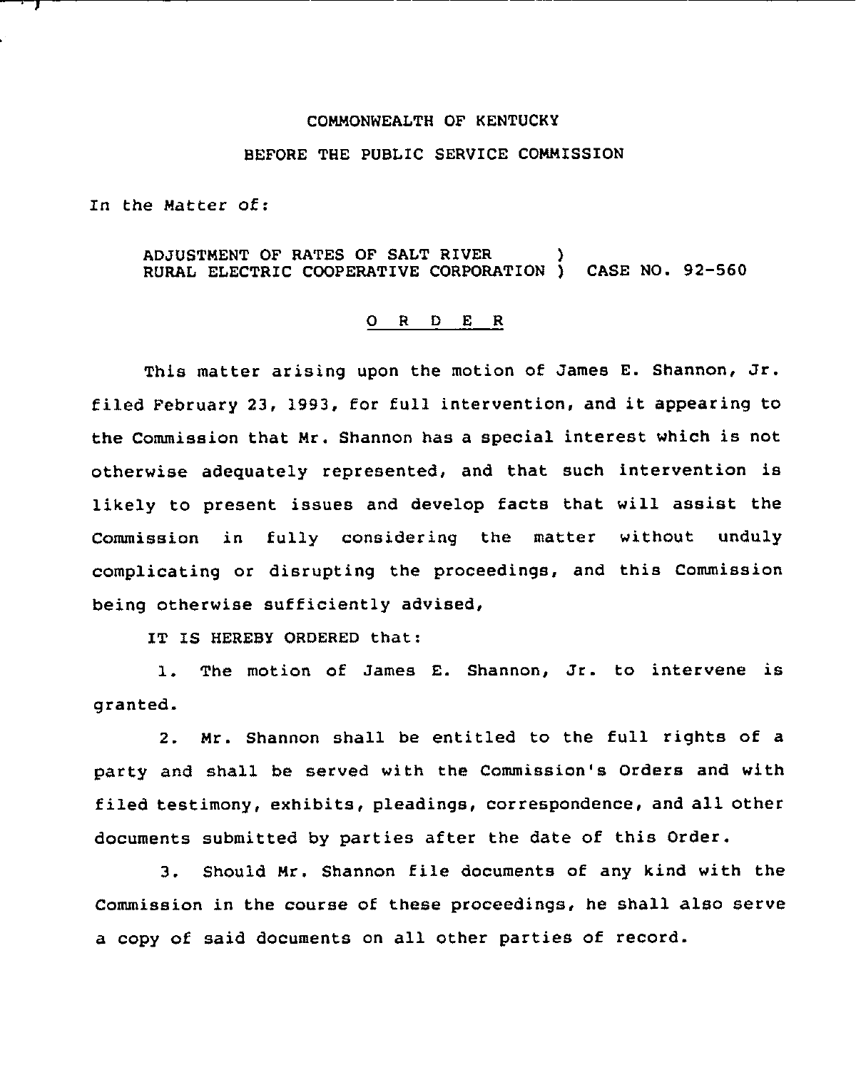COMMONWEALTH OF KENTUCKY

BEFORE THE PUBLIC SERVICE COMMISSION

In the Matter of:

ADJUSTMENT OF RATES OF SALT RIVER RURAL ELECTRIC COOPERATIVE CORPORATION ) CASE NO. 92-560

# O R D E R

This matter arising upon the motion of James E. Shannon, Jr. filed February 23, 1993, for full intervention, and it appearing to the Commission that Mr. Shannon has a special interest which is not otherwise adequately represented, and that such intervention is likely to present issues and develop facts that will assist the Commission in fully considering the matter without unduly complicating or disrupting the proceedings, and this Commission being otherwise sufficiently advised,

IT IS HEREBY ORDERED that:

1. The motion of James E. Shannon, Jr. to intervene is granted.

2. Mr. Shannon shall be entitled to the full rights of a party and shall be served with the Commission's Orders and with filed testimony, exhibits, pleadings, correspondence, and all other documents submitted by parties after the date of this Order.

3. Should Mr. Shannon file documents of any kind with the Commission in the course of these proceedings, he shall also serve a copy of said documents on all other parties of record.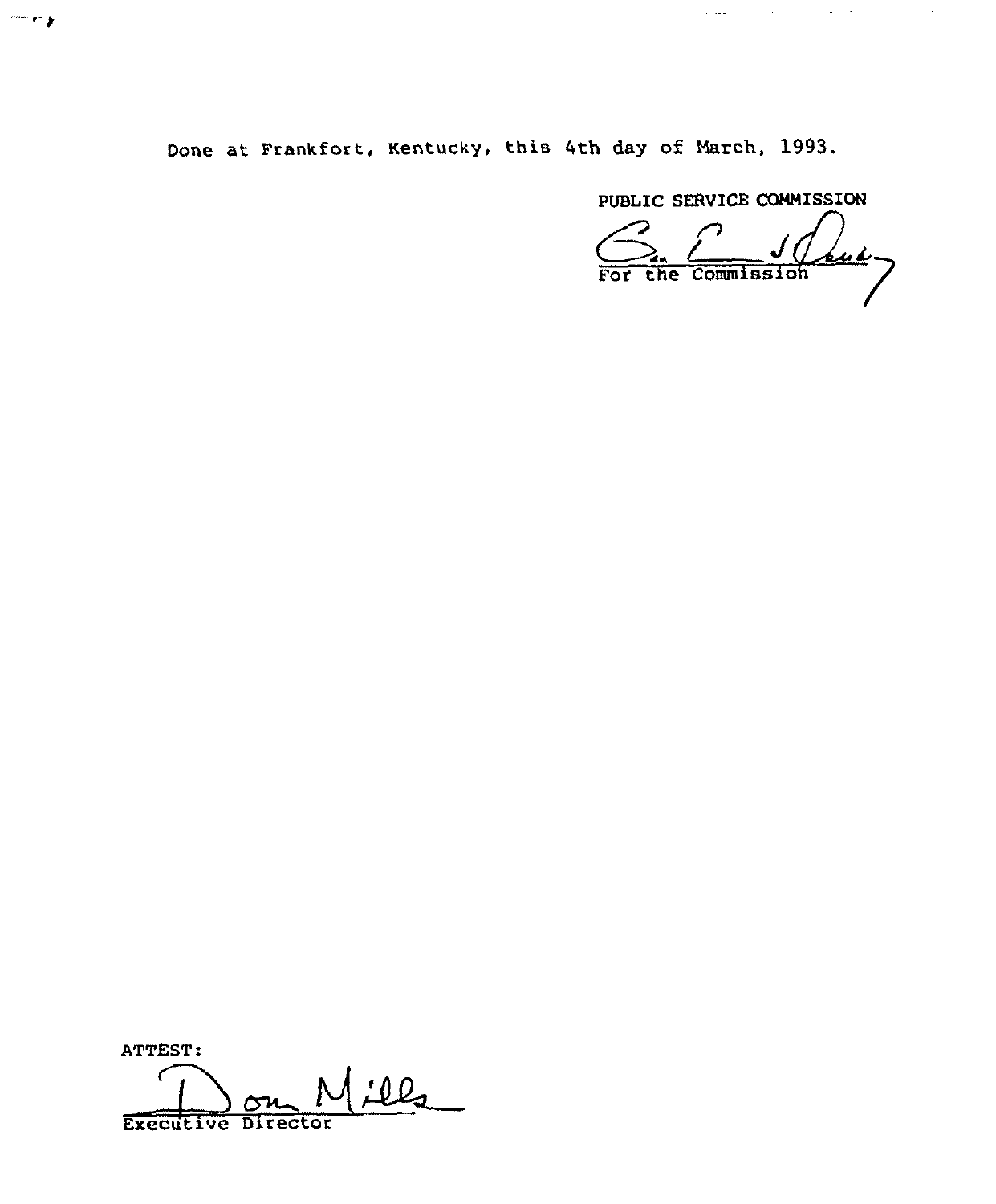Done at Frankfort, Kentucky, this 4th day of March, 1993.

PUBLIC SERVICE COMMISSION

For the Commission

ATTEST:

Executive Director